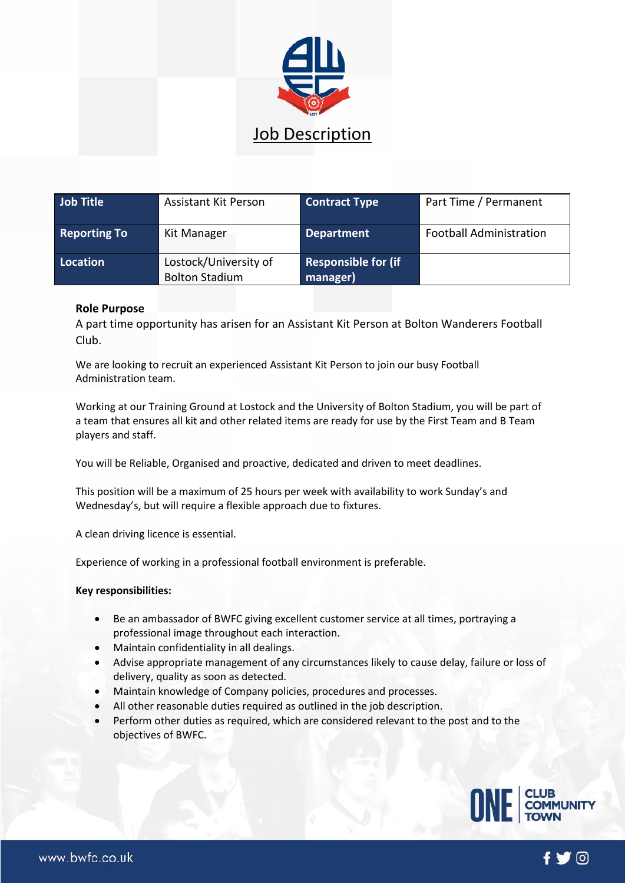# Job Description

| Job Title | Assistant Kit Person | Contract Type | Part Time / Permanent |
|---|---|---|---|
| Reporting To | Kit Manager | Department | Football Administration |
| Location | Lostock/University of Bolton Stadium | Responsible for (if manager) | |

**Role Purpose**

A part time opportunity has arisen for an Assistant Kit Person at Bolton Wanderers Football Club.

We are looking to recruit an experienced Assistant Kit Person to join our busy Football Administration team.

Working at our Training Ground at Lostock and the University of Bolton Stadium, you will be part of a team that ensures all kit and other related items are ready for use by the First Team and B Team players and staff.

You will be Reliable, Organised and proactive, dedicated and driven to meet deadlines.

This position will be a maximum of 25 hours per week with availability to work Sunday's and Wednesday's, but will require a flexible approach due to fixtures.

A clean driving licence is essential.

Experience of working in a professional football environment is preferable.

**Key responsibilities:**

- Be an ambassador of BWFC giving excellent customer service at all times, portraying a professional image throughout each interaction.
- Maintain confidentiality in all dealings.
- Advise appropriate management of any circumstances likely to cause delay, failure or loss of delivery, quality as soon as detected.
- Maintain knowledge of Company policies, procedures and processes.
- All other reasonable duties required as outlined in the job description.
- Perform other duties as required, which are considered relevant to the post and to the objectives of BWFC.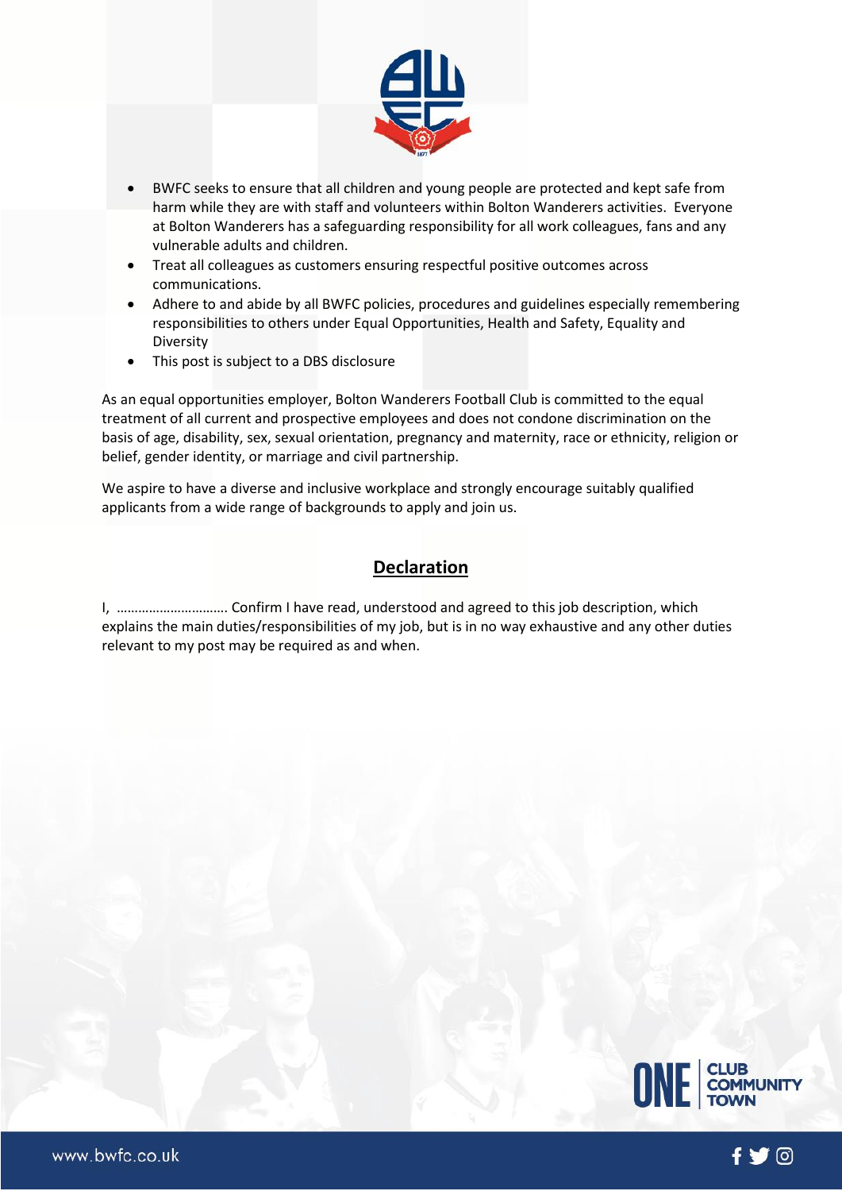- BWFC seeks to ensure that all children and young people are protected and kept safe from harm while they are with staff and volunteers within Bolton Wanderers activities. Everyone at Bolton Wanderers has a safeguarding responsibility for all work colleagues, fans and any vulnerable adults and children.
- Treat all colleagues as customers ensuring respectful positive outcomes across communications.
- Adhere to and abide by all BWFC policies, procedures and guidelines especially remembering responsibilities to others under Equal Opportunities, Health and Safety, Equality and Diversity
- This post is subject to a DBS disclosure

As an equal opportunities employer, Bolton Wanderers Football Club is committed to the equal treatment of all current and prospective employees and does not condone discrimination on the basis of age, disability, sex, sexual orientation, pregnancy and maternity, race or ethnicity, religion or belief, gender identity, or marriage and civil partnership.

We aspire to have a diverse and inclusive workplace and strongly encourage suitably qualified applicants from a wide range of backgrounds to apply and join us.

## Declaration

I, ………………………… Confirm I have read, understood and agreed to this job description, which explains the main duties/responsibilities of my job, but is in no way exhaustive and any other duties relevant to my post may be required as and when.